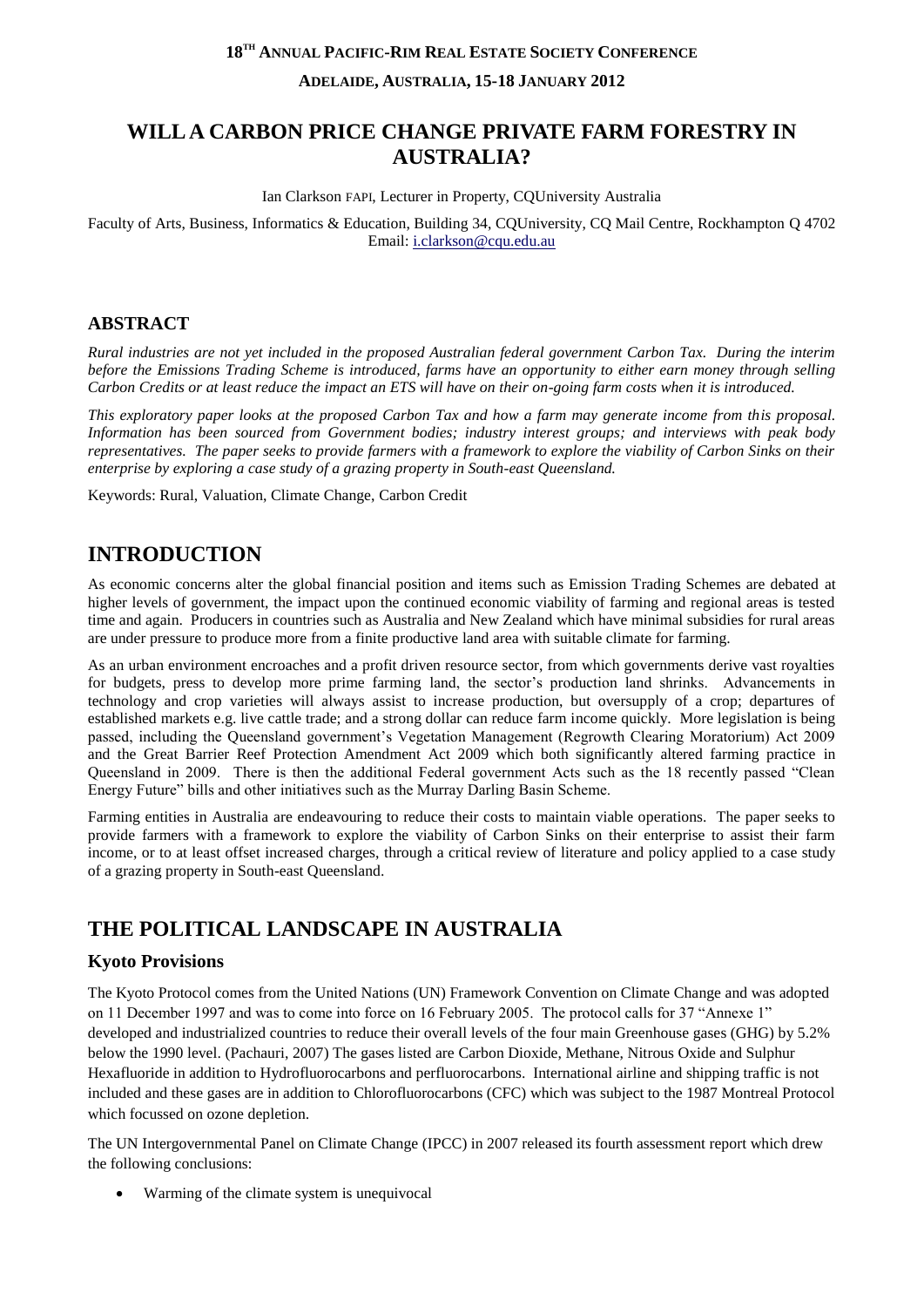**18[TH] ANNUAL PACIFIC-RIM REAL ESTATE SOCIETY CONFERENCE**

**ADELAIDE, AUSTRALIA, 15-18 JANUARY 2012**

# WILL A CARBON PRICE CHANGE PRIVATE FARM FORESTRY IN AUSTRALIA?

Ian Clarkson FAPI, Lecturer in Property, CQUniversity Australia

Faculty of Arts, Business, Informatics & Education, Building 34, CQUniversity, CQ Mail Centre, Rockhampton Q 4702
Email: i.clarkson@cqu.edu.au

## ABSTRACT

*Rural industries are not yet included in the proposed Australian federal government Carbon Tax. During the interim before the Emissions Trading Scheme is introduced, farms have an opportunity to either earn money through selling Carbon Credits or at least reduce the impact an ETS will have on their on-going farm costs when it is introduced.*

*This exploratory paper looks at the proposed Carbon Tax and how a farm may generate income from this proposal. Information has been sourced from Government bodies; industry interest groups; and interviews with peak body representatives. The paper seeks to provide farmers with a framework to explore the viability of Carbon Sinks on their enterprise by exploring a case study of a grazing property in South-east Queensland.*

Keywords: Rural, Valuation, Climate Change, Carbon Credit

# INTRODUCTION

As economic concerns alter the global financial position and items such as Emission Trading Schemes are debated at higher levels of government, the impact upon the continued economic viability of farming and regional areas is tested time and again. Producers in countries such as Australia and New Zealand which have minimal subsidies for rural areas are under pressure to produce more from a finite productive land area with suitable climate for farming.

As an urban environment encroaches and a profit driven resource sector, from which governments derive vast royalties for budgets, press to develop more prime farming land, the sector's production land shrinks. Advancements in technology and crop varieties will always assist to increase production, but oversupply of a crop; departures of established markets e.g. live cattle trade; and a strong dollar can reduce farm income quickly. More legislation is being passed, including the Queensland government's Vegetation Management (Regrowth Clearing Moratorium) Act 2009 and the Great Barrier Reef Protection Amendment Act 2009 which both significantly altered farming practice in Queensland in 2009. There is then the additional Federal government Acts such as the 18 recently passed "Clean Energy Future" bills and other initiatives such as the Murray Darling Basin Scheme.

Farming entities in Australia are endeavouring to reduce their costs to maintain viable operations. The paper seeks to provide farmers with a framework to explore the viability of Carbon Sinks on their enterprise to assist their farm income, or to at least offset increased charges, through a critical review of literature and policy applied to a case study of a grazing property in South-east Queensland.

# THE POLITICAL LANDSCAPE IN AUSTRALIA

## Kyoto Provisions

The Kyoto Protocol comes from the United Nations (UN) Framework Convention on Climate Change and was adopted on 11 December 1997 and was to come into force on 16 February 2005. The protocol calls for 37 "Annexe 1" developed and industrialized countries to reduce their overall levels of the four main Greenhouse gases (GHG) by 5.2% below the 1990 level. (Pachauri, 2007) The gases listed are Carbon Dioxide, Methane, Nitrous Oxide and Sulphur Hexafluoride in addition to Hydrofluorocarbons and perfluorocarbons. International airline and shipping traffic is not included and these gases are in addition to Chlorofluorocarbons (CFC) which was subject to the 1987 Montreal Protocol which focussed on ozone depletion.

The UN Intergovernmental Panel on Climate Change (IPCC) in 2007 released its fourth assessment report which drew the following conclusions:

- Warming of the climate system is unequivocal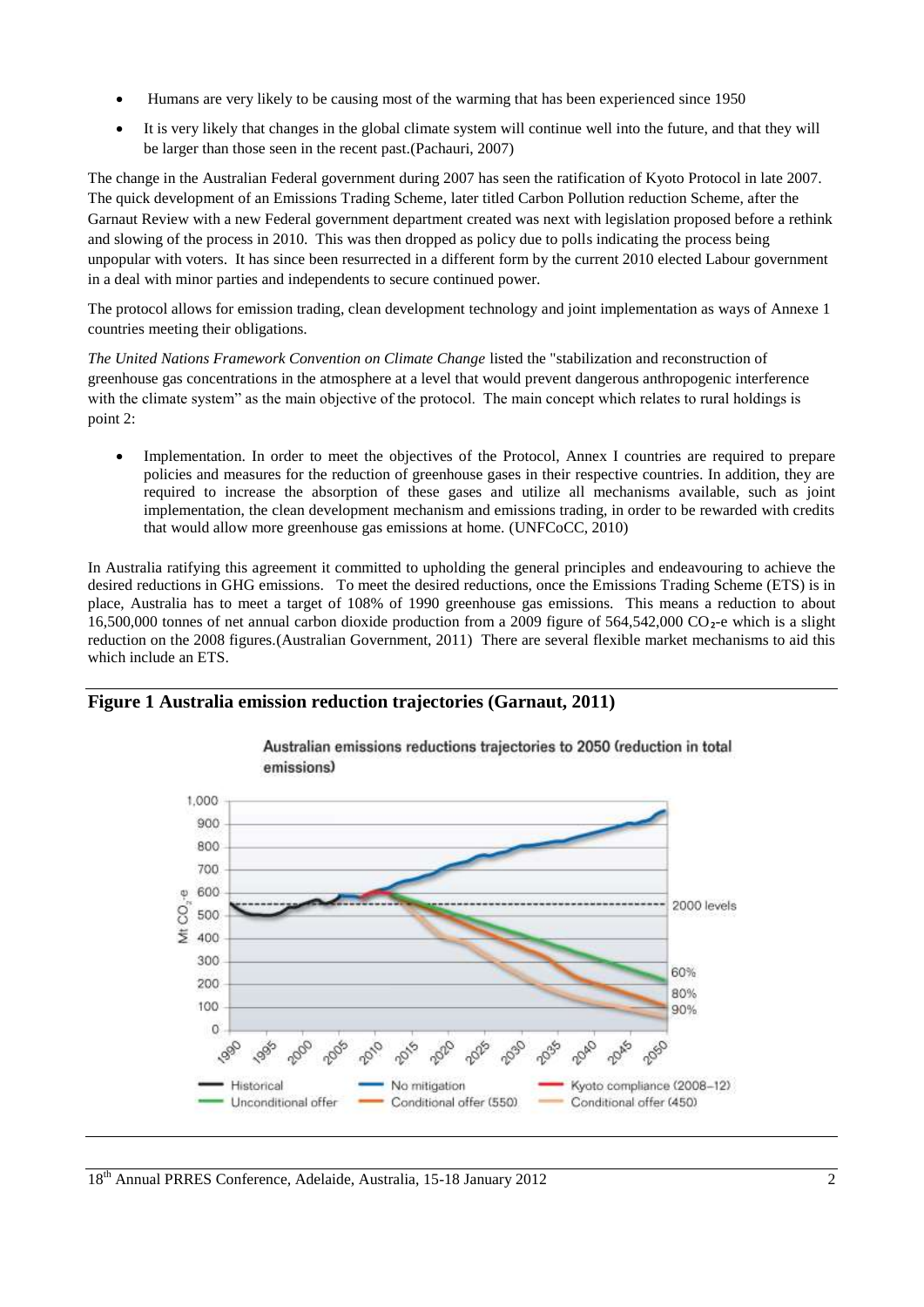- Humans are very likely to be causing most of the warming that has been experienced since 1950
- It is very likely that changes in the global climate system will continue well into the future, and that they will be larger than those seen in the recent past.(Pachauri, 2007)

The change in the Australian Federal government during 2007 has seen the ratification of Kyoto Protocol in late 2007. The quick development of an Emissions Trading Scheme, later titled Carbon Pollution reduction Scheme, after the Garnaut Review with a new Federal government department created was next with legislation proposed before a rethink and slowing of the process in 2010. This was then dropped as policy due to polls indicating the process being unpopular with voters. It has since been resurrected in a different form by the current 2010 elected Labour government in a deal with minor parties and independents to secure continued power.

The protocol allows for emission trading, clean development technology and joint implementation as ways of Annexe 1 countries meeting their obligations.

*The United Nations Framework Convention on Climate Change* listed the "stabilization and reconstruction of greenhouse gas concentrations in the atmosphere at a level that would prevent dangerous anthropogenic interference with the climate system" as the main objective of the protocol. The main concept which relates to rural holdings is point 2:

- Implementation. In order to meet the objectives of the Protocol, Annex I countries are required to prepare policies and measures for the reduction of greenhouse gases in their respective countries. In addition, they are required to increase the absorption of these gases and utilize all mechanisms available, such as joint implementation, the clean development mechanism and emissions trading, in order to be rewarded with credits that would allow more greenhouse gas emissions at home. (UNFCoCC, 2010)

In Australia ratifying this agreement it committed to upholding the general principles and endeavouring to achieve the desired reductions in GHG emissions. To meet the desired reductions, once the Emissions Trading Scheme (ETS) is in place, Australia has to meet a target of 108% of 1990 greenhouse gas emissions. This means a reduction to about 16,500,000 tonnes of net annual carbon dioxide production from a 2009 figure of 564,542,000 $CO_2$-e which is a slight reduction on the 2008 figures.(Australian Government, 2011) There are several flexible market mechanisms to aid this which include an ETS.

## Figure 1 Australia emission reduction trajectories (Garnaut, 2011)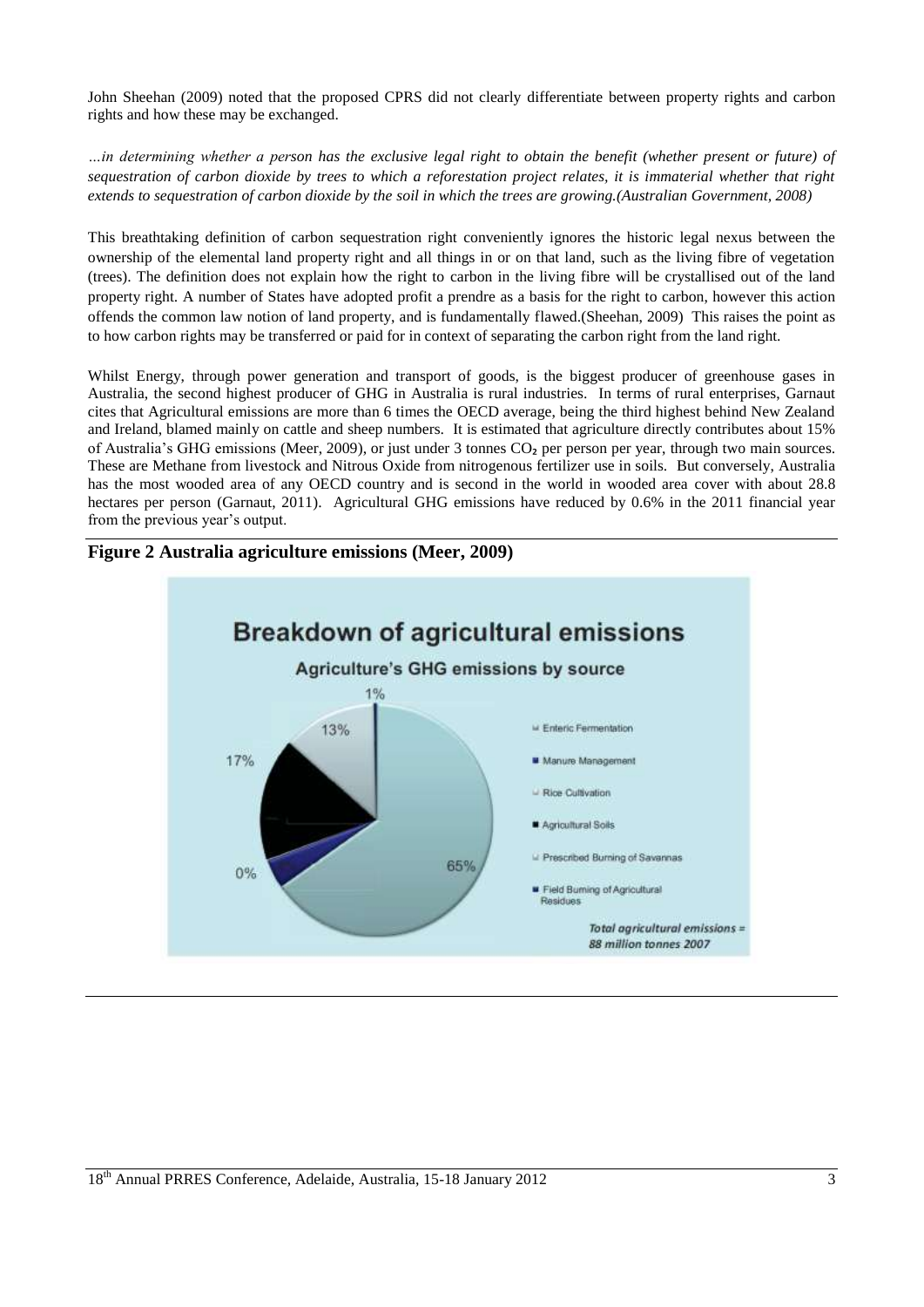John Sheehan (2009) noted that the proposed CPRS did not clearly differentiate between property rights and carbon rights and how these may be exchanged.

*…in determining whether a person has the exclusive legal right to obtain the benefit (whether present or future) of sequestration of carbon dioxide by trees to which a reforestation project relates, it is immaterial whether that right extends to sequestration of carbon dioxide by the soil in which the trees are growing.(Australian Government, 2008)*

This breathtaking definition of carbon sequestration right conveniently ignores the historic legal nexus between the ownership of the elemental land property right and all things in or on that land, such as the living fibre of vegetation (trees). The definition does not explain how the right to carbon in the living fibre will be crystallised out of the land property right. A number of States have adopted profit a prendre as a basis for the right to carbon, however this action offends the common law notion of land property, and is fundamentally flawed.(Sheehan, 2009) This raises the point as to how carbon rights may be transferred or paid for in context of separating the carbon right from the land right.

Whilst Energy, through power generation and transport of goods, is the biggest producer of greenhouse gases in Australia, the second highest producer of GHG in Australia is rural industries. In terms of rural enterprises, Garnaut cites that Agricultural emissions are more than 6 times the OECD average, being the third highest behind New Zealand and Ireland, blamed mainly on cattle and sheep numbers. It is estimated that agriculture directly contributes about 15% of Australia's GHG emissions (Meer, 2009), or just under 3 tonnes $CO_2$ per person per year, through two main sources. These are Methane from livestock and Nitrous Oxide from nitrogenous fertilizer use in soils. But conversely, Australia has the most wooded area of any OECD country and is second in the world in wooded area cover with about 28.8 hectares per person (Garnaut, 2011). Agricultural GHG emissions have reduced by 0.6% in the 2011 financial year from the previous year's output.

**Figure 2 Australia agriculture emissions (Meer, 2009)**

**Breakdown of agricultural emissions**

Agriculture's GHG emissions by source

- Enteric Fermentation: 65%
- Manure Management
- Rice Cultivation: 0%
- Agricultural Soils: 17%
- Prescribed Burning of Savannas: 13%
- Field Burning of Agricultural Residues: 1%

*Total agricultural emissions = 88 million tonnes 2007*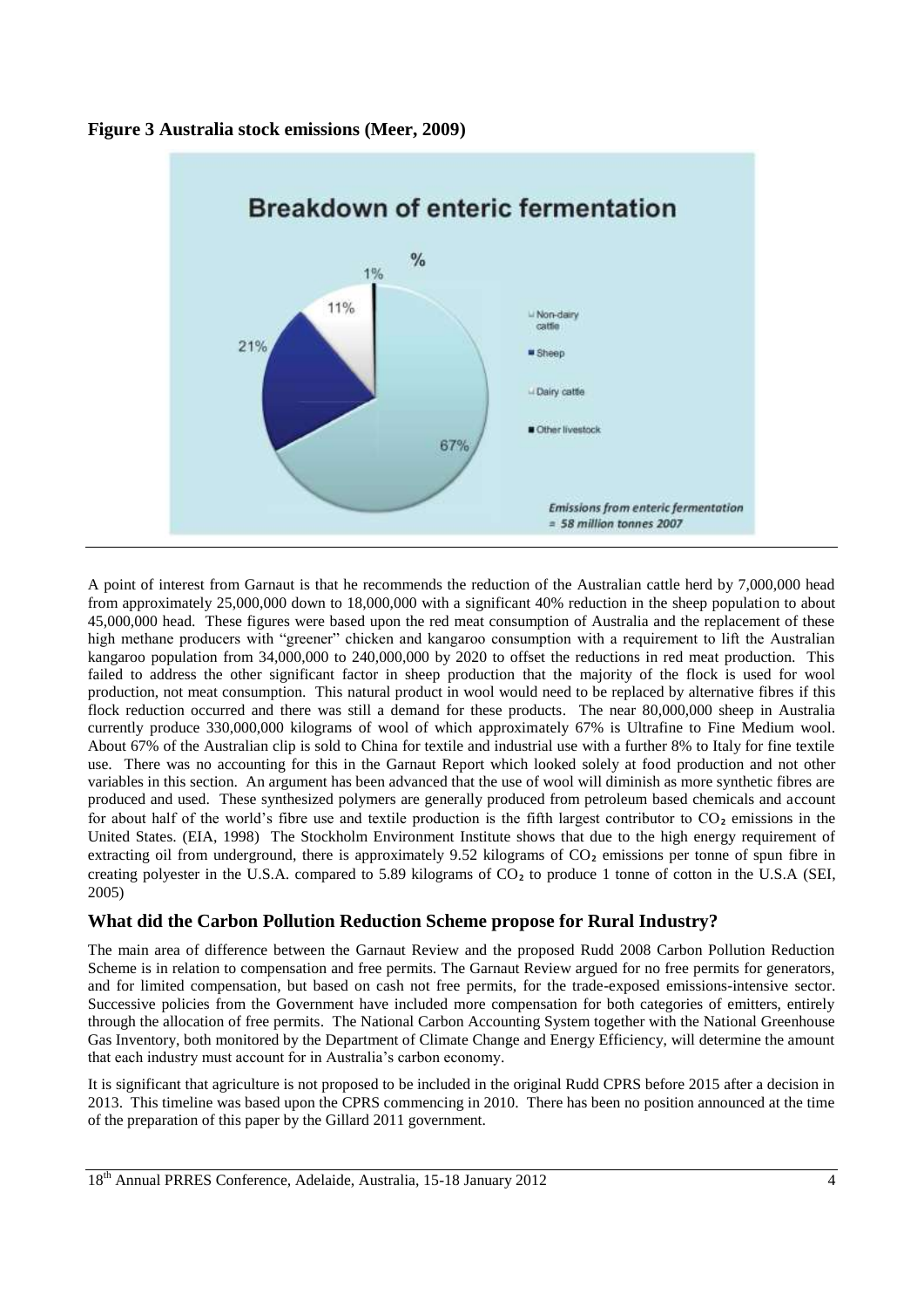**Figure 3 Australia stock emissions (Meer, 2009)**

A point of interest from Garnaut is that he recommends the reduction of the Australian cattle herd by 7,000,000 head from approximately 25,000,000 down to 18,000,000 with a significant 40% reduction in the sheep population to about 45,000,000 head. These figures were based upon the red meat consumption of Australia and the replacement of these high methane producers with "greener" chicken and kangaroo consumption with a requirement to lift the Australian kangaroo population from 34,000,000 to 240,000,000 by 2020 to offset the reductions in red meat production. This failed to address the other significant factor in sheep production that the majority of the flock is used for wool production, not meat consumption. This natural product in wool would need to be replaced by alternative fibres if this flock reduction occurred and there was still a demand for these products. The near 80,000,000 sheep in Australia currently produce 330,000,000 kilograms of wool of which approximately 67% is Ultrafine to Fine Medium wool. About 67% of the Australian clip is sold to China for textile and industrial use with a further 8% to Italy for fine textile use. There was no accounting for this in the Garnaut Report which looked solely at food production and not other variables in this section. An argument has been advanced that the use of wool will diminish as more synthetic fibres are produced and used. These synthesized polymers are generally produced from petroleum based chemicals and account for about half of the world's fibre use and textile production is the fifth largest contributor to $CO_2$ emissions in the United States. (EIA, 1998) The Stockholm Environment Institute shows that due to the high energy requirement of extracting oil from underground, there is approximately 9.52 kilograms of $CO_2$ emissions per tonne of spun fibre in creating polyester in the U.S.A. compared to 5.89 kilograms of $CO_2$ to produce 1 tonne of cotton in the U.S.A (SEI, 2005)

## What did the Carbon Pollution Reduction Scheme propose for Rural Industry?

The main area of difference between the Garnaut Review and the proposed Rudd 2008 Carbon Pollution Reduction Scheme is in relation to compensation and free permits. The Garnaut Review argued for no free permits for generators, and for limited compensation, but based on cash not free permits, for the trade-exposed emissions-intensive sector. Successive policies from the Government have included more compensation for both categories of emitters, entirely through the allocation of free permits. The National Carbon Accounting System together with the National Greenhouse Gas Inventory, both monitored by the Department of Climate Change and Energy Efficiency, will determine the amount that each industry must account for in Australia's carbon economy.

It is significant that agriculture is not proposed to be included in the original Rudd CPRS before 2015 after a decision in 2013. This timeline was based upon the CPRS commencing in 2010. There has been no position announced at the time of the preparation of this paper by the Gillard 2011 government.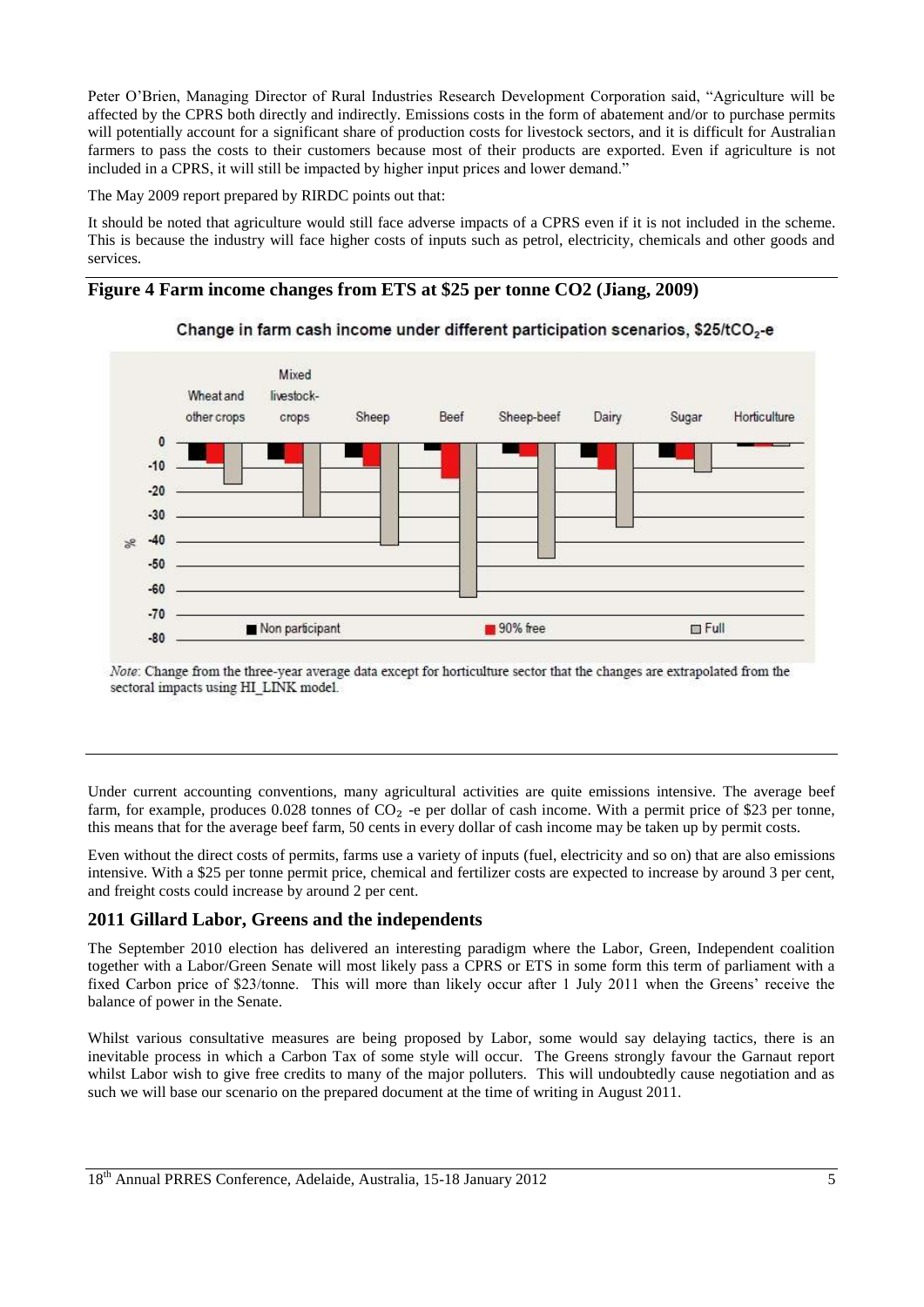Peter O'Brien, Managing Director of Rural Industries Research Development Corporation said, "Agriculture will be affected by the CPRS both directly and indirectly. Emissions costs in the form of abatement and/or to purchase permits will potentially account for a significant share of production costs for livestock sectors, and it is difficult for Australian farmers to pass the costs to their customers because most of their products are exported. Even if agriculture is not included in a CPRS, it will still be impacted by higher input prices and lower demand."

The May 2009 report prepared by RIRDC points out that:

It should be noted that agriculture would still face adverse impacts of a CPRS even if it is not included in the scheme. This is because the industry will face higher costs of inputs such as petrol, electricity, chemicals and other goods and services.

**Figure 4 Farm income changes from ETS at $25 per tonne CO2 (Jiang, 2009)**

Change in farm cash income under different participation scenarios, $25/t$CO_2$-e

*Note*: Change from the three-year average data except for horticulture sector that the changes are extrapolated from the sectoral impacts using HI_LINK model.

Under current accounting conventions, many agricultural activities are quite emissions intensive. The average beef farm, for example, produces 0.028 tonnes of $CO_2$ -e per dollar of cash income. With a permit price of $23 per tonne, this means that for the average beef farm, 50 cents in every dollar of cash income may be taken up by permit costs.

Even without the direct costs of permits, farms use a variety of inputs (fuel, electricity and so on) that are also emissions intensive. With a $25 per tonne permit price, chemical and fertilizer costs are expected to increase by around 3 per cent, and freight costs could increase by around 2 per cent.

## 2011 Gillard Labor, Greens and the independents

The September 2010 election has delivered an interesting paradigm where the Labor, Green, Independent coalition together with a Labor/Green Senate will most likely pass a CPRS or ETS in some form this term of parliament with a fixed Carbon price of $23/tonne. This will more than likely occur after 1 July 2011 when the Greens' receive the balance of power in the Senate.

Whilst various consultative measures are being proposed by Labor, some would say delaying tactics, there is an inevitable process in which a Carbon Tax of some style will occur. The Greens strongly favour the Garnaut report whilst Labor wish to give free credits to many of the major polluters. This will undoubtedly cause negotiation and as such we will base our scenario on the prepared document at the time of writing in August 2011.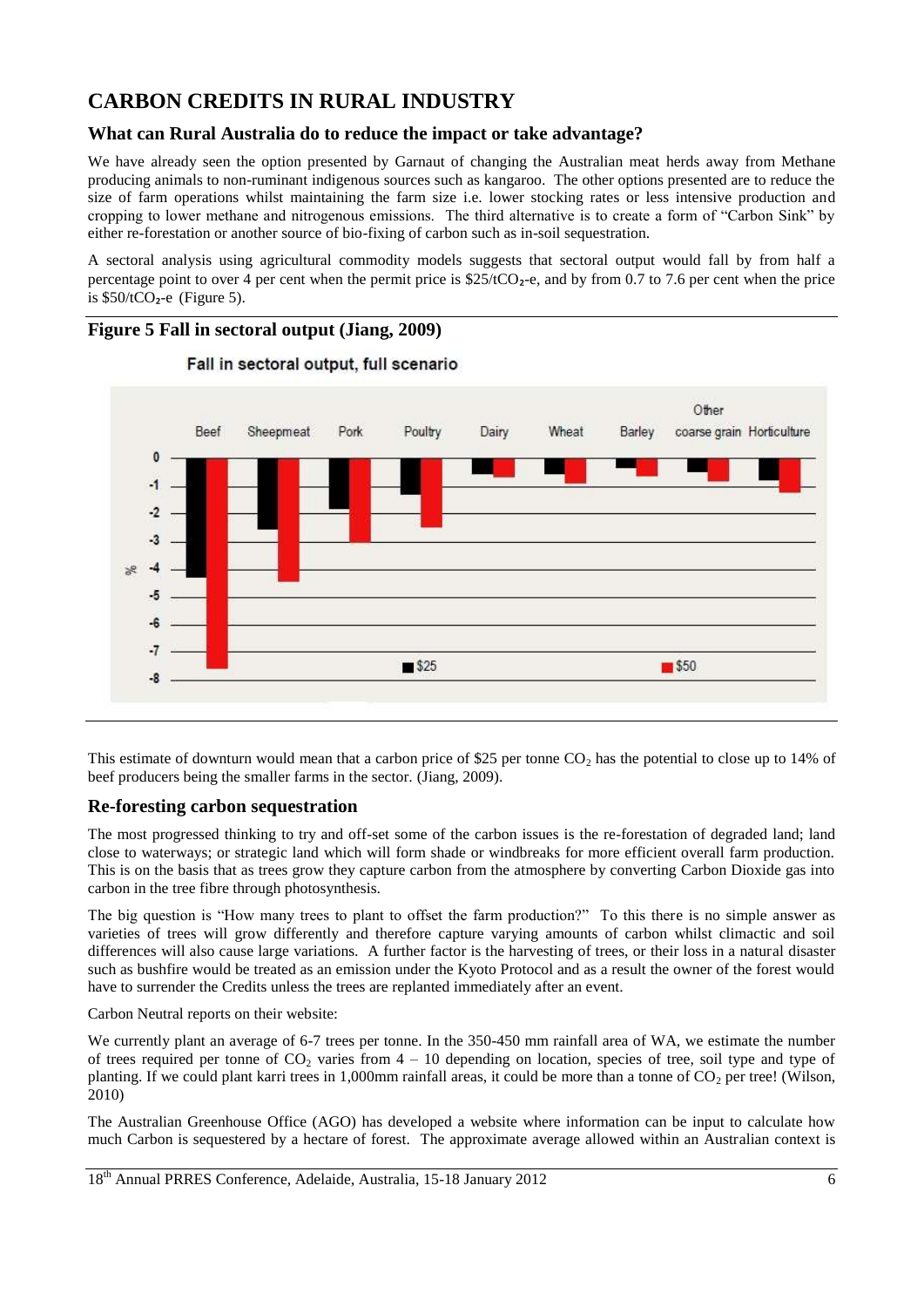# CARBON CREDITS IN RURAL INDUSTRY

## What can Rural Australia do to reduce the impact or take advantage?

We have already seen the option presented by Garnaut of changing the Australian meat herds away from Methane producing animals to non-ruminant indigenous sources such as kangaroo. The other options presented are to reduce the size of farm operations whilst maintaining the farm size i.e. lower stocking rates or less intensive production and cropping to lower methane and nitrogenous emissions. The third alternative is to create a form of "Carbon Sink" by either re-forestation or another source of bio-fixing of carbon such as in-soil sequestration.

A sectoral analysis using agricultural commodity models suggests that sectoral output would fall by from half a percentage point to over 4 per cent when the permit price is $25/tCO_2$-e, and by from 0.7 to 7.6 per cent when the price is $50/tCO_2$-e (Figure 5).

**Figure 5 Fall in sectoral output (Jiang, 2009)**

Fall in sectoral output, full scenario

This estimate of downturn would mean that a carbon price of $25 per tonne $CO_2$ has the potential to close up to 14% of beef producers being the smaller farms in the sector. (Jiang, 2009).

## Re-foresting carbon sequestration

The most progressed thinking to try and off-set some of the carbon issues is the re-forestation of degraded land; land close to waterways; or strategic land which will form shade or windbreaks for more efficient overall farm production. This is on the basis that as trees grow they capture carbon from the atmosphere by converting Carbon Dioxide gas into carbon in the tree fibre through photosynthesis.

The big question is "How many trees to plant to offset the farm production?" To this there is no simple answer as varieties of trees will grow differently and therefore capture varying amounts of carbon whilst climactic and soil differences will also cause large variations. A further factor is the harvesting of trees, or their loss in a natural disaster such as bushfire would be treated as an emission under the Kyoto Protocol and as a result the owner of the forest would have to surrender the Credits unless the trees are replanted immediately after an event.

Carbon Neutral reports on their website:

We currently plant an average of 6-7 trees per tonne. In the 350-450 mm rainfall area of WA, we estimate the number of trees required per tonne of $CO_2$ varies from 4 – 10 depending on location, species of tree, soil type and type of planting. If we could plant karri trees in 1,000mm rainfall areas, it could be more than a tonne of $CO_2$ per tree! (Wilson, 2010)

The Australian Greenhouse Office (AGO) has developed a website where information can be input to calculate how much Carbon is sequestered by a hectare of forest. The approximate average allowed within an Australian context is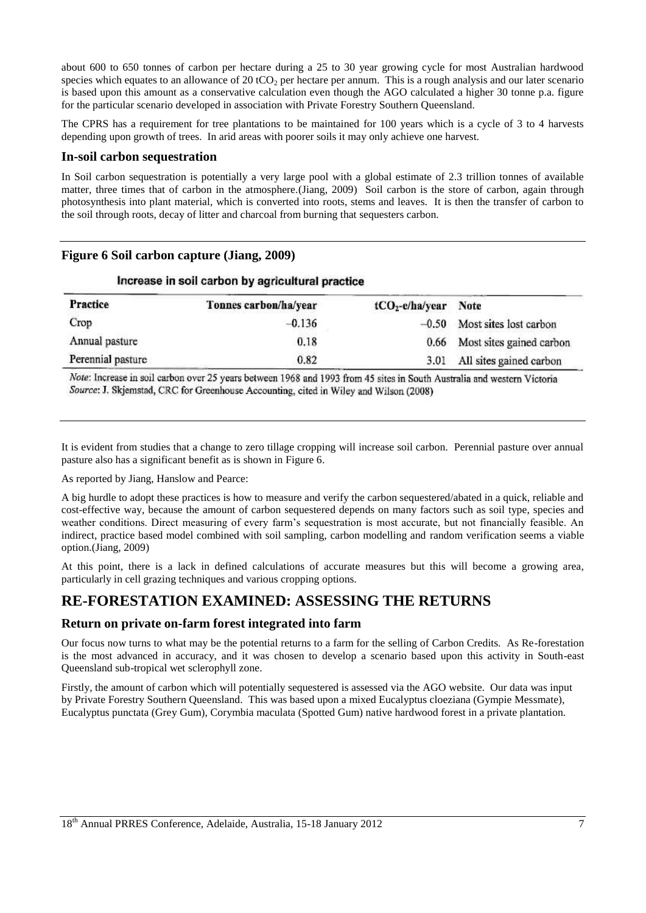about 600 to 650 tonnes of carbon per hectare during a 25 to 30 year growing cycle for most Australian hardwood species which equates to an allowance of 20 $tCO_2$ per hectare per annum. This is a rough analysis and our later scenario is based upon this amount as a conservative calculation even though the AGO calculated a higher 30 tonne p.a. figure for the particular scenario developed in association with Private Forestry Southern Queensland.

The CPRS has a requirement for tree plantations to be maintained for 100 years which is a cycle of 3 to 4 harvests depending upon growth of trees. In arid areas with poorer soils it may only achieve one harvest.

### In-soil carbon sequestration

In Soil carbon sequestration is potentially a very large pool with a global estimate of 2.3 trillion tonnes of available matter, three times that of carbon in the atmosphere.(Jiang, 2009) Soil carbon is the store of carbon, again through photosynthesis into plant material, which is converted into roots, stems and leaves. It is then the transfer of carbon to the soil through roots, decay of litter and charcoal from burning that sequesters carbon.

### Figure 6 Soil carbon capture (Jiang, 2009)

**Increase in soil carbon by agricultural practice**

| Practice | Tonnes carbon/ha/year | $tCO_2$-e/ha/year | Note |
|---|---|---|---|
| Crop | −0.136 | −0.50 | Most sites lost carbon |
| Annual pasture | 0.18 | 0.66 | Most sites gained carbon |
| Perennial pasture | 0.82 | 3.01 | All sites gained carbon |

*Note*: Increase in soil carbon over 25 years between 1968 and 1993 from 45 sites in South Australia and western Victoria
*Source*: J. Skjemstad, CRC for Greenhouse Accounting, cited in Wiley and Wilson (2008)

It is evident from studies that a change to zero tillage cropping will increase soil carbon. Perennial pasture over annual pasture also has a significant benefit as is shown in Figure 6.

As reported by Jiang, Hanslow and Pearce:

A big hurdle to adopt these practices is how to measure and verify the carbon sequestered/abated in a quick, reliable and cost-effective way, because the amount of carbon sequestered depends on many factors such as soil type, species and weather conditions. Direct measuring of every farm's sequestration is most accurate, but not financially feasible. An indirect, practice based model combined with soil sampling, carbon modelling and random verification seems a viable option.(Jiang, 2009)

At this point, there is a lack in defined calculations of accurate measures but this will become a growing area, particularly in cell grazing techniques and various cropping options.

## RE-FORESTATION EXAMINED: ASSESSING THE RETURNS

### Return on private on-farm forest integrated into farm

Our focus now turns to what may be the potential returns to a farm for the selling of Carbon Credits. As Re-forestation is the most advanced in accuracy, and it was chosen to develop a scenario based upon this activity in South-east Queensland sub-tropical wet sclerophyll zone.

Firstly, the amount of carbon which will potentially sequestered is assessed via the AGO website. Our data was input by Private Forestry Southern Queensland. This was based upon a mixed Eucalyptus cloeziana (Gympie Messmate), Eucalyptus punctata (Grey Gum), Corymbia maculata (Spotted Gum) native hardwood forest in a private plantation.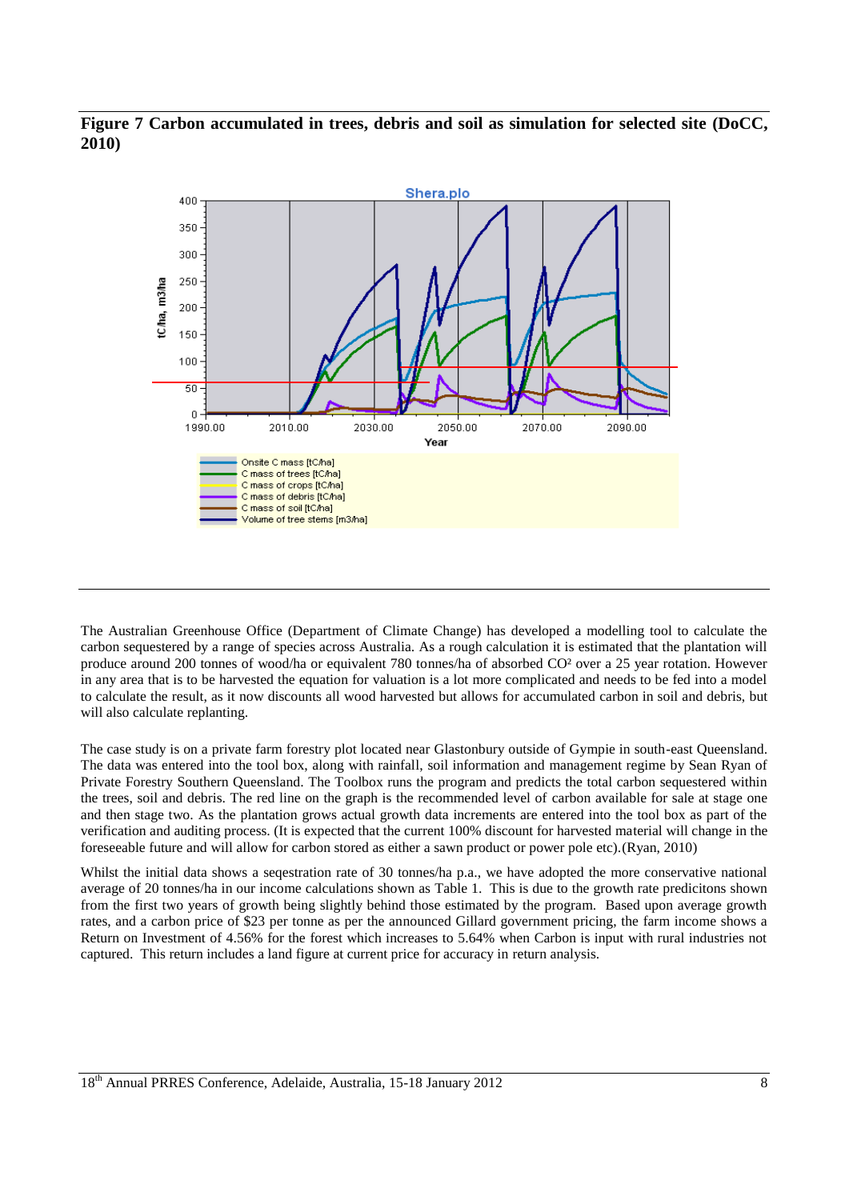**Figure 7 Carbon accumulated in trees, debris and soil as simulation for selected site (DoCC, 2010)**

The Australian Greenhouse Office (Department of Climate Change) has developed a modelling tool to calculate the carbon sequestered by a range of species across Australia. As a rough calculation it is estimated that the plantation will produce around 200 tonnes of wood/ha or equivalent 780 tonnes/ha of absorbed CO² over a 25 year rotation. However in any area that is to be harvested the equation for valuation is a lot more complicated and needs to be fed into a model to calculate the result, as it now discounts all wood harvested but allows for accumulated carbon in soil and debris, but will also calculate replanting.

The case study is on a private farm forestry plot located near Glastonbury outside of Gympie in south-east Queensland. The data was entered into the tool box, along with rainfall, soil information and management regime by Sean Ryan of Private Forestry Southern Queensland. The Toolbox runs the program and predicts the total carbon sequestered within the trees, soil and debris. The red line on the graph is the recommended level of carbon available for sale at stage one and then stage two. As the plantation grows actual growth data increments are entered into the tool box as part of the verification and auditing process. (It is expected that the current 100% discount for harvested material will change in the foreseeable future and will allow for carbon stored as either a sawn product or power pole etc).(Ryan, 2010)

Whilst the initial data shows a seqestration rate of 30 tonnes/ha p.a., we have adopted the more conservative national average of 20 tonnes/ha in our income calculations shown as Table 1. This is due to the growth rate predicitons shown from the first two years of growth being slightly behind those estimated by the program. Based upon average growth rates, and a carbon price of $23 per tonne as per the announced Gillard government pricing, the farm income shows a Return on Investment of 4.56% for the forest which increases to 5.64% when Carbon is input with rural industries not captured. This return includes a land figure at current price for accuracy in return analysis.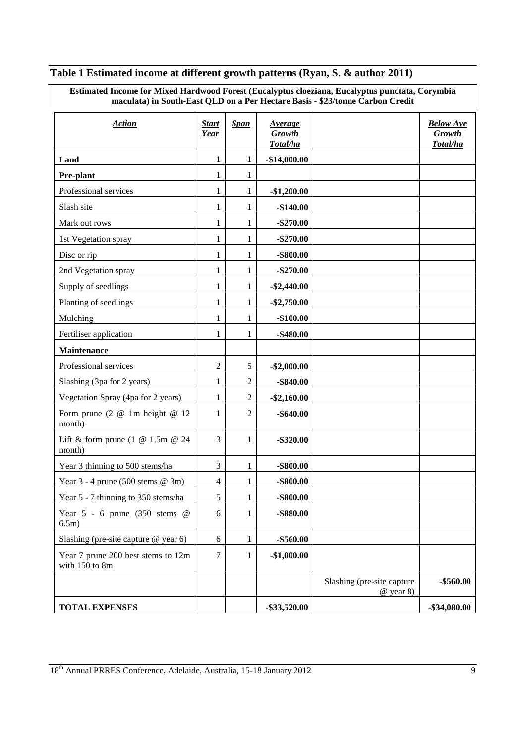## Table 1 Estimated income at different growth patterns (Ryan, S. & author 2011)

**Estimated Income for Mixed Hardwood Forest (Eucalyptus cloeziana, Eucalyptus punctata, Corymbia maculata) in South-East QLD on a Per Hectare Basis - $23/tonne Carbon Credit**

| ***Action*** | ***Start Year*** | ***Span*** | ***Average Growth Total/ha*** | | ***Below Ave Growth Total/ha*** |
|---|---|---|---|---|---|
| **Land** | 1 | 1 | **-$14,000.00** | | |
| **Pre-plant** | 1 | 1 | | | |
| Professional services | 1 | 1 | **-$1,200.00** | | |
| Slash site | 1 | 1 | **-$140.00** | | |
| Mark out rows | 1 | 1 | **-$270.00** | | |
| 1st Vegetation spray | 1 | 1 | **-$270.00** | | |
| Disc or rip | 1 | 1 | **-$800.00** | | |
| 2nd Vegetation spray | 1 | 1 | **-$270.00** | | |
| Supply of seedlings | 1 | 1 | **-$2,440.00** | | |
| Planting of seedlings | 1 | 1 | **-$2,750.00** | | |
| Mulching | 1 | 1 | **-$100.00** | | |
| Fertiliser application | 1 | 1 | **-$480.00** | | |
| **Maintenance** | | | | | |
| Professional services | 2 | 5 | **-$2,000.00** | | |
| Slashing (3pa for 2 years) | 1 | 2 | **-$840.00** | | |
| Vegetation Spray (4pa for 2 years) | 1 | 2 | **-$2,160.00** | | |
| Form prune (2 @ 1m height @ 12 month) | 1 | 2 | **-$640.00** | | |
| Lift & form prune (1 @ 1.5m @ 24 month) | 3 | 1 | **-$320.00** | | |
| Year 3 thinning to 500 stems/ha | 3 | 1 | **-$800.00** | | |
| Year 3 - 4 prune (500 stems @ 3m) | 4 | 1 | **-$800.00** | | |
| Year 5 - 7 thinning to 350 stems/ha | 5 | 1 | **-$800.00** | | |
| Year 5 - 6 prune (350 stems @ 6.5m) | 6 | 1 | **-$880.00** | | |
| Slashing (pre-site capture @ year 6) | 6 | 1 | **-$560.00** | | |
| Year 7 prune 200 best stems to 12m with 150 to 8m | 7 | 1 | **-$1,000.00** | | |
| | | | | Slashing (pre-site capture @ year 8) | **-$560.00** |
| **TOTAL EXPENSES** | | | **-$33,520.00** | | **-$34,080.00** |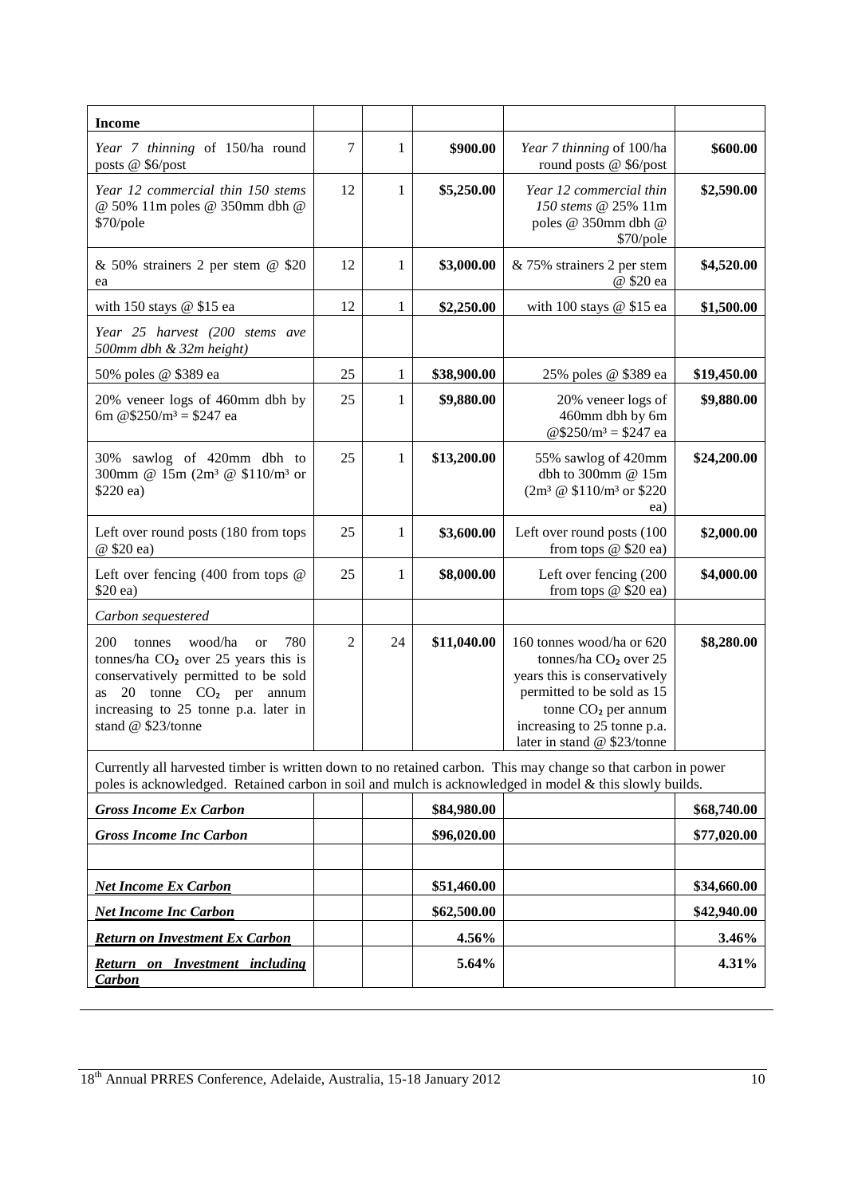| **Income** | | | | | |
|---|---|---|---|---|---|
| *Year 7 thinning* of 150/ha round posts @ \$6/post | 7 | 1 | **\$900.00** | *Year 7 thinning* of 100/ha round posts @ \$6/post | **\$600.00** |
| *Year 12 commercial thin 150 stems* @ 50% 11m poles @ 350mm dbh @ \$70/pole | 12 | 1 | **\$5,250.00** | *Year 12 commercial thin 150 stems* @ 25% 11m poles @ 350mm dbh @ \$70/pole | **\$2,590.00** |
| & 50% strainers 2 per stem @ \$20 ea | 12 | 1 | **\$3,000.00** | & 75% strainers 2 per stem @ \$20 ea | **\$4,520.00** |
| with 150 stays @ \$15 ea | 12 | 1 | **\$2,250.00** | with 100 stays @ \$15 ea | **\$1,500.00** |
| *Year 25 harvest (200 stems ave 500mm dbh & 32m height)* | | | | | |
| 50% poles @ \$389 ea | 25 | 1 | **\$38,900.00** | 25% poles @ \$389 ea | **\$19,450.00** |
| 20% veneer logs of 460mm dbh by 6m @\$250/m³ = \$247 ea | 25 | 1 | **\$9,880.00** | 20% veneer logs of 460mm dbh by 6m @\$250/m³ = \$247 ea | **\$9,880.00** |
| 30% sawlog of 420mm dbh to 300mm @ 15m (2m³ @ \$110/m³ or \$220 ea) | 25 | 1 | **\$13,200.00** | 55% sawlog of 420mm dbh to 300mm @ 15m (2m³ @ \$110/m³ or \$220 ea) | **\$24,200.00** |
| Left over round posts (180 from tops @ \$20 ea) | 25 | 1 | **\$3,600.00** | Left over round posts (100 from tops @ \$20 ea) | **\$2,000.00** |
| Left over fencing (400 from tops @ \$20 ea) | 25 | 1 | **\$8,000.00** | Left over fencing (200 from tops @ \$20 ea) | **\$4,000.00** |
| *Carbon sequestered* | | | | | |
| 200 tonnes wood/ha or 780 tonnes/ha $CO_2$ over 25 years this is conservatively permitted to be sold as 20 tonne $CO_2$ per annum increasing to 25 tonne p.a. later in stand @ \$23/tonne | 2 | 24 | **\$11,040.00** | 160 tonnes wood/ha or 620 tonnes/ha $CO_2$ over 25 years this is conservatively permitted to be sold as 15 tonne $CO_2$ per annum increasing to 25 tonne p.a. later in stand @ \$23/tonne | **\$8,280.00** |
| Currently all harvested timber is written down to no retained carbon. This may change so that carbon in power poles is acknowledged. Retained carbon in soil and mulch is acknowledged in model & this slowly builds. | | | | | |
| ***Gross Income Ex Carbon*** | | | **\$84,980.00** | | **\$68,740.00** |
| ***Gross Income Inc Carbon*** | | | **\$96,020.00** | | **\$77,020.00** |
| | | | | | |
| ***Net Income Ex Carbon*** | | | **\$51,460.00** | | **\$34,660.00** |
| ***Net Income Inc Carbon*** | | | **\$62,500.00** | | **\$42,940.00** |
| ***Return on Investment Ex Carbon*** | | | **4.56%** | | **3.46%** |
| ***Return on Investment including Carbon*** | | | **5.64%** | | **4.31%** |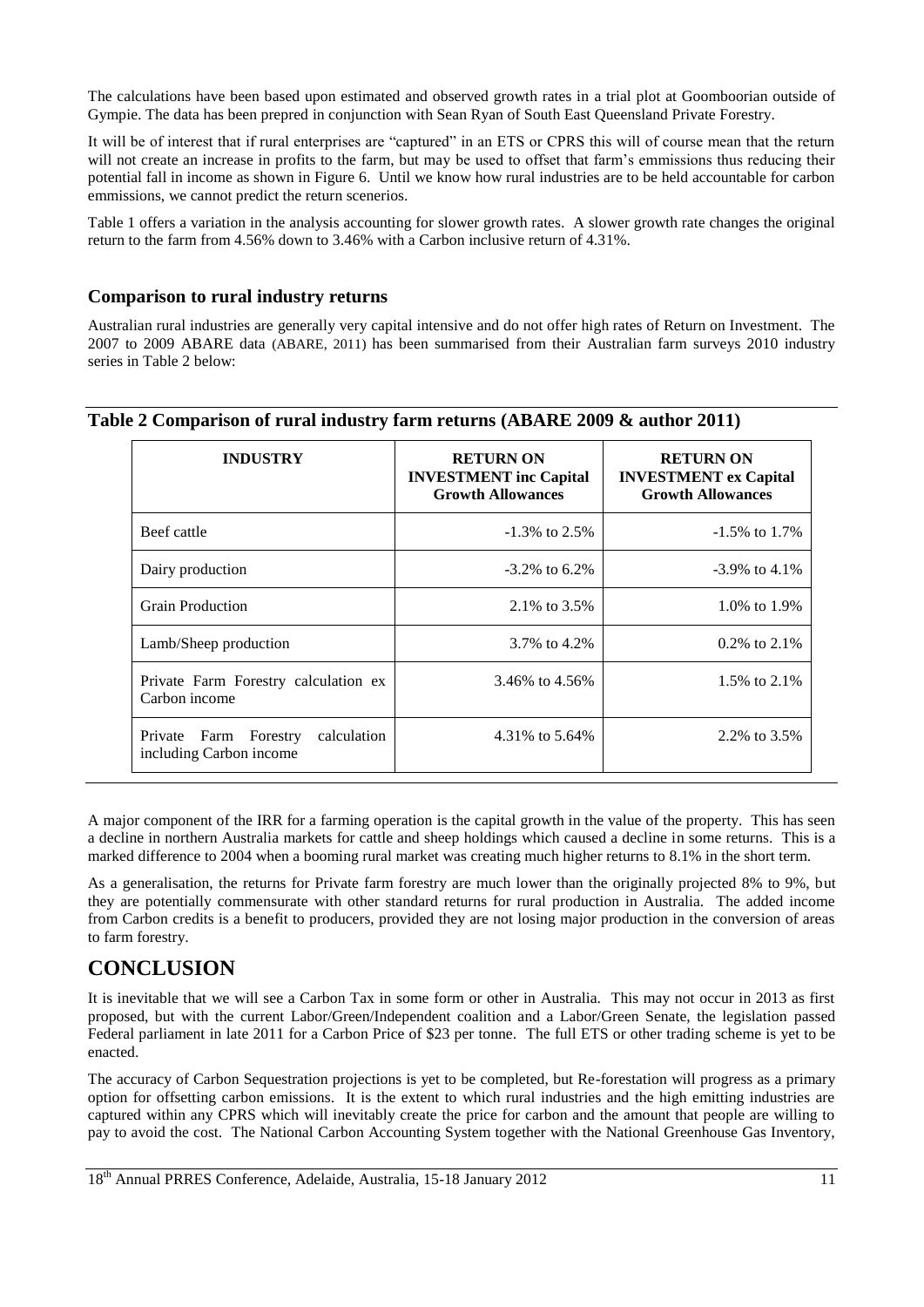The calculations have been based upon estimated and observed growth rates in a trial plot at Goomboorian outside of Gympie. The data has been prepred in conjunction with Sean Ryan of South East Queensland Private Forestry.

It will be of interest that if rural enterprises are "captured" in an ETS or CPRS this will of course mean that the return will not create an increase in profits to the farm, but may be used to offset that farm's emmissions thus reducing their potential fall in income as shown in Figure 6. Until we know how rural industries are to be held accountable for carbon emmissions, we cannot predict the return scenerios.

Table 1 offers a variation in the analysis accounting for slower growth rates. A slower growth rate changes the original return to the farm from 4.56% down to 3.46% with a Carbon inclusive return of 4.31%.

### Comparison to rural industry returns

Australian rural industries are generally very capital intensive and do not offer high rates of Return on Investment. The 2007 to 2009 ABARE data (ABARE, 2011) has been summarised from their Australian farm surveys 2010 industry series in Table 2 below:

**Table 2 Comparison of rural industry farm returns (ABARE 2009 & author 2011)**

| INDUSTRY | RETURN ON INVESTMENT inc Capital Growth Allowances | RETURN ON INVESTMENT ex Capital Growth Allowances |
|---|---|---|
| Beef cattle | -1.3% to 2.5% | -1.5% to 1.7% |
| Dairy production | -3.2% to 6.2% | -3.9% to 4.1% |
| Grain Production | 2.1% to 3.5% | 1.0% to 1.9% |
| Lamb/Sheep production | 3.7% to 4.2% | 0.2% to 2.1% |
| Private Farm Forestry calculation ex Carbon income | 3.46% to 4.56% | 1.5% to 2.1% |
| Private Farm Forestry calculation including Carbon income | 4.31% to 5.64% | 2.2% to 3.5% |

A major component of the IRR for a farming operation is the capital growth in the value of the property. This has seen a decline in northern Australia markets for cattle and sheep holdings which caused a decline in some returns. This is a marked difference to 2004 when a booming rural market was creating much higher returns to 8.1% in the short term.

As a generalisation, the returns for Private farm forestry are much lower than the originally projected 8% to 9%, but they are potentially commensurate with other standard returns for rural production in Australia. The added income from Carbon credits is a benefit to producers, provided they are not losing major production in the conversion of areas to farm forestry.

# CONCLUSION

It is inevitable that we will see a Carbon Tax in some form or other in Australia. This may not occur in 2013 as first proposed, but with the current Labor/Green/Independent coalition and a Labor/Green Senate, the legislation passed Federal parliament in late 2011 for a Carbon Price of $23 per tonne. The full ETS or other trading scheme is yet to be enacted.

The accuracy of Carbon Sequestration projections is yet to be completed, but Re-forestation will progress as a primary option for offsetting carbon emissions. It is the extent to which rural industries and the high emitting industries are captured within any CPRS which will inevitably create the price for carbon and the amount that people are willing to pay to avoid the cost. The National Carbon Accounting System together with the National Greenhouse Gas Inventory,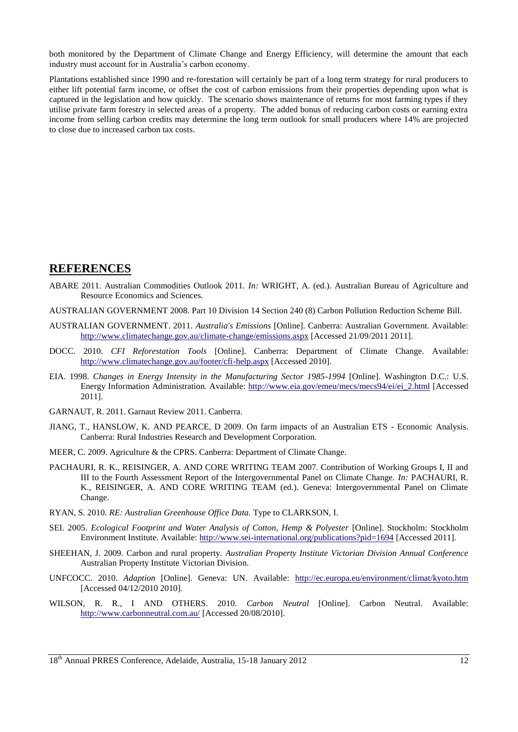both monitored by the Department of Climate Change and Energy Efficiency, will determine the amount that each industry must account for in Australia's carbon economy.

Plantations established since 1990 and re-forestation will certainly be part of a long term strategy for rural producers to either lift potential farm income, or offset the cost of carbon emissions from their properties depending upon what is captured in the legislation and how quickly. The scenario shows maintenance of returns for most farming types if they utilise private farm forestry in selected areas of a property. The added bonus of reducing carbon costs or earning extra income from selling carbon credits may determine the long term outlook for small producers where 14% are projected to close due to increased carbon tax costs.

## REFERENCES

ABARE 2011. Australian Commodities Outlook 2011. *In:* WRIGHT, A. (ed.). Australian Bureau of Agriculture and Resource Economics and Sciences.

AUSTRALIAN GOVERNMENT 2008. Part 10 Division 14 Section 240 (8) Carbon Pollution Reduction Scheme Bill.

AUSTRALIAN GOVERNMENT. 2011. *Australia's Emissions* [Online]. Canberra: Australian Government. Available: http://www.climatechange.gov.au/climate-change/emissions.aspx [Accessed 21/09/2011 2011].

DOCC. 2010. *CFI Reforestation Tools* [Online]. Canberra: Department of Climate Change. Available: http://www.climatechange.gov.au/footer/cfi-help.aspx [Accessed 2010].

EIA. 1998. *Changes in Energy Intensity in the Manufacturing Sector 1985-1994* [Online]. Washington D.C.: U.S. Energy Information Administration. Available: http://www.eia.gov/emeu/mecs/mecs94/ei/ei_2.html [Accessed 2011].

GARNAUT, R. 2011. Garnaut Review 2011. Canberra.

JIANG, T., HANSLOW, K. AND PEARCE, D 2009. On farm impacts of an Australian ETS - Economic Analysis. Canberra: Rural Industries Research and Development Corporation.

MEER, C. 2009. Agriculture & the CPRS. Canberra: Department of Climate Change.

PACHAURI, R. K., REISINGER, A. AND CORE WRITING TEAM 2007. Contribution of Working Groups I, II and III to the Fourth Assessment Report of the Intergovernmental Panel on Climate Change. *In:* PACHAURI, R. K., REISINGER, A. AND CORE WRITING TEAM (ed.). Geneva: Intergovernmental Panel on Climate Change.

RYAN, S. 2010. *RE: Australian Greenhouse Office Data.* Type to CLARKSON, I.

SEI. 2005. *Ecological Footprint and Water Analysis of Cotton, Hemp & Polyester* [Online]. Stockholm: Stockholm Environment Institute. Available: http://www.sei-international.org/publications?pid=1694 [Accessed 2011].

SHEEHAN, J. 2009. Carbon and rural property. *Australian Property Institute Victorian Division Annual Conference* Australian Property Institute Victorian Division.

UNFCOCC. 2010. *Adaption* [Online]. Geneva: UN. Available: http://ec.europa.eu/environment/climat/kyoto.htm [Accessed 04/12/2010 2010].

WILSON, R. R., I AND OTHERS. 2010. *Carbon Neutral* [Online]. Carbon Neutral. Available: http://www.carbonneutral.com.au/ [Accessed 20/08/2010].